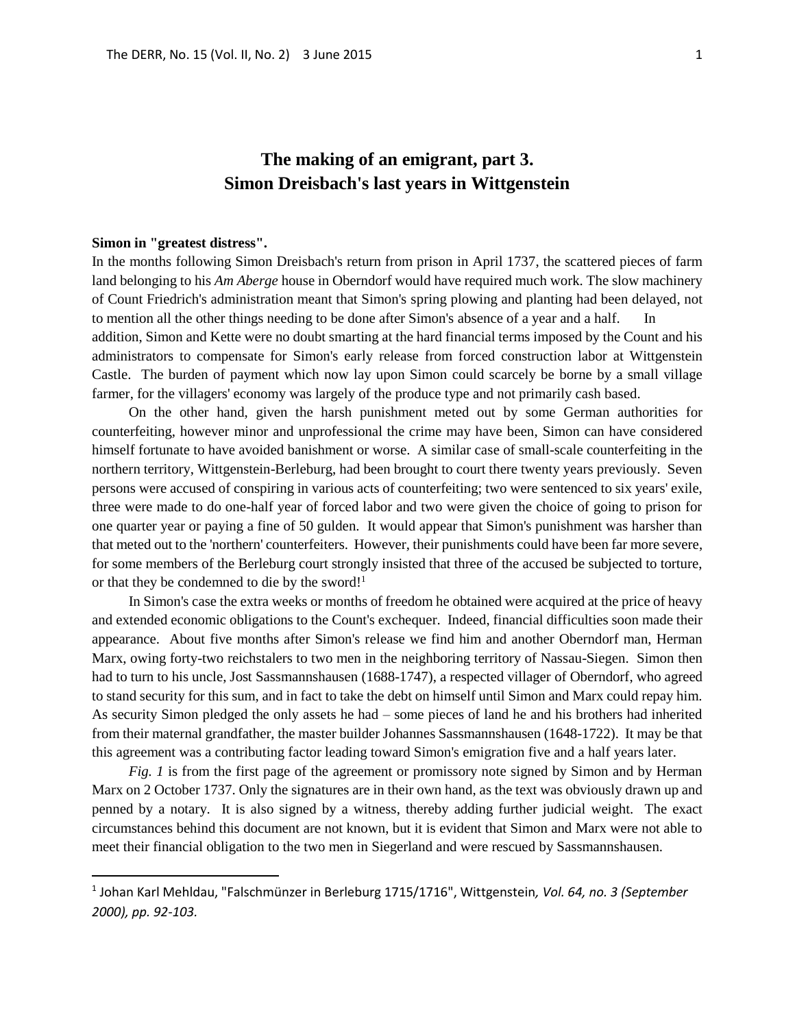# The making of an emigrant, part 3.
# Simon Dreisbach's last years in Wittgenstein

**Simon in "greatest distress".**

In the months following Simon Dreisbach's return from prison in April 1737, the scattered pieces of farm land belonging to his *Am Aberge* house in Oberndorf would have required much work. The slow machinery of Count Friedrich's administration meant that Simon's spring plowing and planting had been delayed, not to mention all the other things needing to be done after Simon's absence of a year and a half. In addition, Simon and Kette were no doubt smarting at the hard financial terms imposed by the Count and his administrators to compensate for Simon's early release from forced construction labor at Wittgenstein Castle. The burden of payment which now lay upon Simon could scarcely be borne by a small village farmer, for the villagers' economy was largely of the produce type and not primarily cash based.

On the other hand, given the harsh punishment meted out by some German authorities for counterfeiting, however minor and unprofessional the crime may have been, Simon can have considered himself fortunate to have avoided banishment or worse. A similar case of small-scale counterfeiting in the northern territory, Wittgenstein-Berleburg, had been brought to court there twenty years previously. Seven persons were accused of conspiring in various acts of counterfeiting; two were sentenced to six years' exile, three were made to do one-half year of forced labor and two were given the choice of going to prison for one quarter year or paying a fine of 50 gulden. It would appear that Simon's punishment was harsher than that meted out to the 'northern' counterfeiters. However, their punishments could have been far more severe, for some members of the Berleburg court strongly insisted that three of the accused be subjected to torture, or that they be condemned to die by the sword![1]

In Simon's case the extra weeks or months of freedom he obtained were acquired at the price of heavy and extended economic obligations to the Count's exchequer. Indeed, financial difficulties soon made their appearance. About five months after Simon's release we find him and another Oberndorf man, Herman Marx, owing forty-two reichstalers to two men in the neighboring territory of Nassau-Siegen. Simon then had to turn to his uncle, Jost Sassmannshausen (1688-1747), a respected villager of Oberndorf, who agreed to stand security for this sum, and in fact to take the debt on himself until Simon and Marx could repay him. As security Simon pledged the only assets he had – some pieces of land he and his brothers had inherited from their maternal grandfather, the master builder Johannes Sassmannshausen (1648-1722). It may be that this agreement was a contributing factor leading toward Simon's emigration five and a half years later.

*Fig. 1* is from the first page of the agreement or promissory note signed by Simon and by Herman Marx on 2 October 1737. Only the signatures are in their own hand, as the text was obviously drawn up and penned by a notary. It is also signed by a witness, thereby adding further judicial weight. The exact circumstances behind this document are not known, but it is evident that Simon and Marx were not able to meet their financial obligation to the two men in Siegerland and were rescued by Sassmannshausen.

---

[1] Johan Karl Mehldau, "Falschmünzer in Berleburg 1715/1716", Wittgenstein*, Vol. 64, no. 3 (September 2000), pp. 92-103.*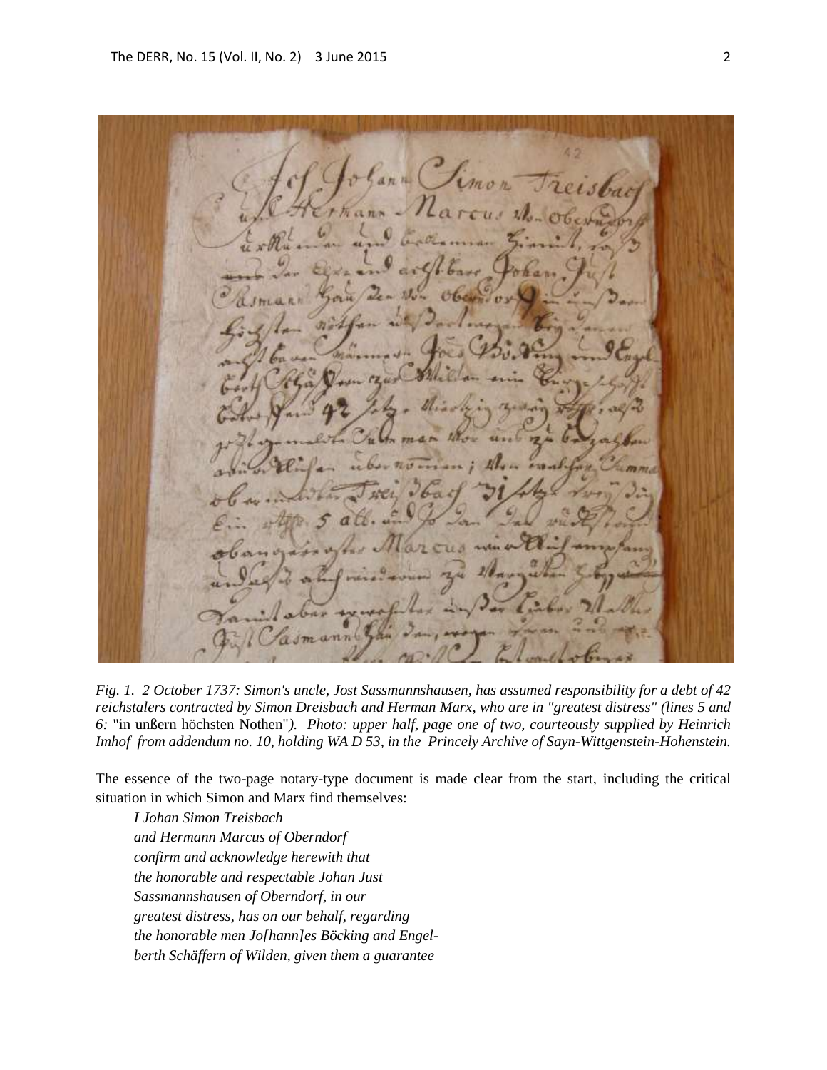*Fig. 1. 2 October 1737: Simon's uncle, Jost Sassmannshausen, has assumed responsibility for a debt of 42 reichstalers contracted by Simon Dreisbach and Herman Marx, who are in "greatest distress" (lines 5 and 6:* "in unßern höchsten Nothen"*). Photo: upper half, page one of two, courteously supplied by Heinrich Imhof from addendum no. 10, holding WA D 53, in the Princely Archive of Sayn-Wittgenstein-Hohenstein.*

The essence of the two-page notary-type document is made clear from the start, including the critical situation in which Simon and Marx find themselves:

> *I Johan Simon Treisbach*
> *and Hermann Marcus of Oberndorf*
> *confirm and acknowledge herewith that*
> *the honorable and respectable Johan Just*
> *Sassmannshausen of Oberndorf, in our*
> *greatest distress, has on our behalf, regarding*
> *the honorable men Jo[hann]es Böcking and Engel-*
> *berth Schäffern of Wilden, given them a guarantee*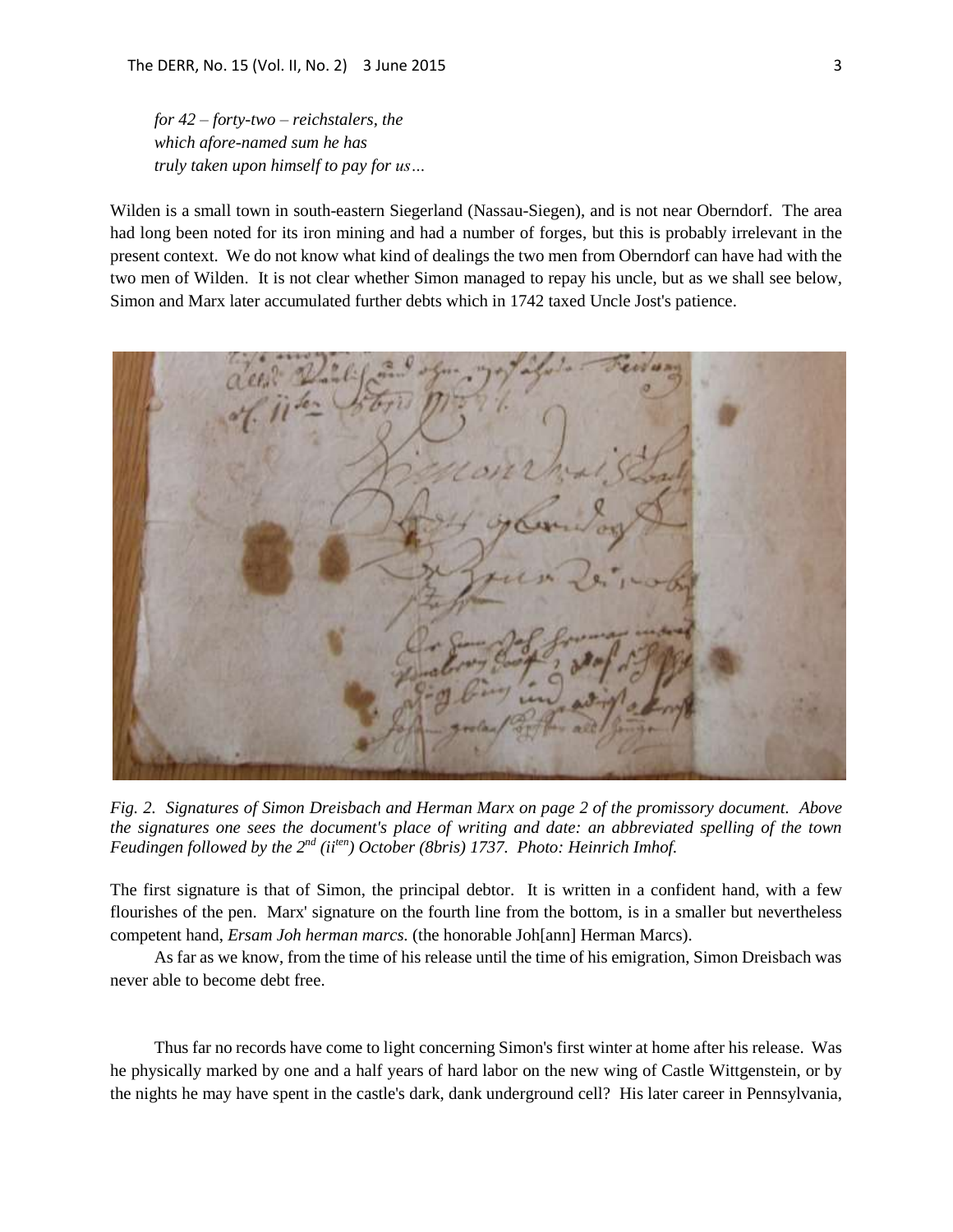*for 42 – forty-two – reichstalers, the which afore-named sum he has truly taken upon himself to pay for us…*

Wilden is a small town in south-eastern Siegerland (Nassau-Siegen), and is not near Oberndorf. The area had long been noted for its iron mining and had a number of forges, but this is probably irrelevant in the present context. We do not know what kind of dealings the two men from Oberndorf can have had with the two men of Wilden. It is not clear whether Simon managed to repay his uncle, but as we shall see below, Simon and Marx later accumulated further debts which in 1742 taxed Uncle Jost's patience.

*Fig. 2. Signatures of Simon Dreisbach and Herman Marx on page 2 of the promissory document. Above the signatures one sees the document's place of writing and date: an abbreviated spelling of the town Feudingen followed by the 2nd (ii[ten]) October (8bris) 1737. Photo: Heinrich Imhof.*

The first signature is that of Simon, the principal debtor. It is written in a confident hand, with a few flourishes of the pen. Marx' signature on the fourth line from the bottom, is in a smaller but nevertheless competent hand, *Ersam Joh herman marcs.* (the honorable Joh[ann] Herman Marcs).

As far as we know, from the time of his release until the time of his emigration, Simon Dreisbach was never able to become debt free.

Thus far no records have come to light concerning Simon's first winter at home after his release. Was he physically marked by one and a half years of hard labor on the new wing of Castle Wittgenstein, or by the nights he may have spent in the castle's dark, dank underground cell? His later career in Pennsylvania,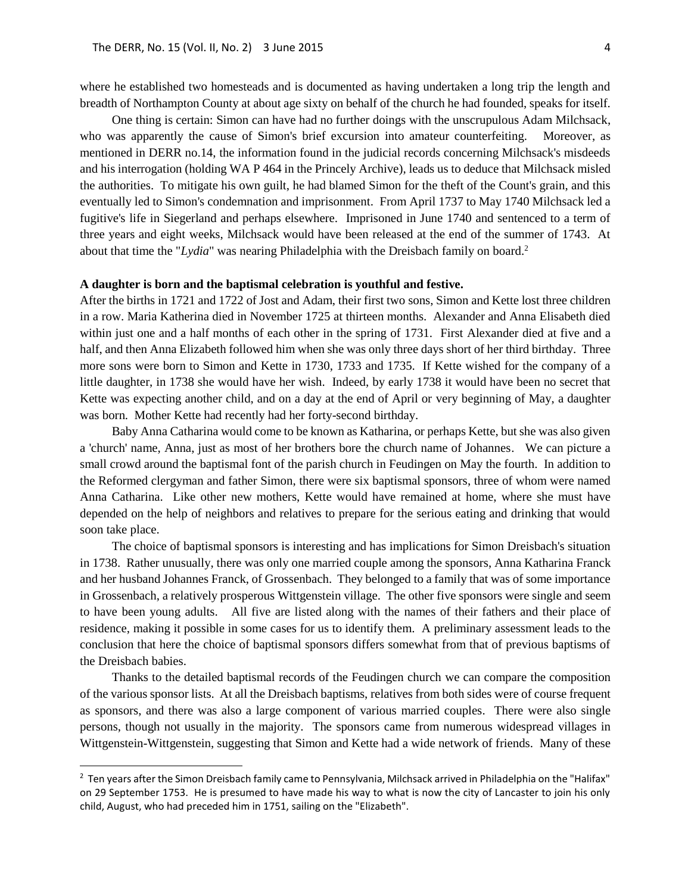where he established two homesteads and is documented as having undertaken a long trip the length and breadth of Northampton County at about age sixty on behalf of the church he had founded, speaks for itself.

One thing is certain: Simon can have had no further doings with the unscrupulous Adam Milchsack, who was apparently the cause of Simon's brief excursion into amateur counterfeiting. Moreover, as mentioned in DERR no.14, the information found in the judicial records concerning Milchsack's misdeeds and his interrogation (holding WA P 464 in the Princely Archive), leads us to deduce that Milchsack misled the authorities. To mitigate his own guilt, he had blamed Simon for the theft of the Count's grain, and this eventually led to Simon's condemnation and imprisonment. From April 1737 to May 1740 Milchsack led a fugitive's life in Siegerland and perhaps elsewhere. Imprisoned in June 1740 and sentenced to a term of three years and eight weeks, Milchsack would have been released at the end of the summer of 1743. At about that time the "*Lydia*" was nearing Philadelphia with the Dreisbach family on board.[2]

**A daughter is born and the baptismal celebration is youthful and festive.**

After the births in 1721 and 1722 of Jost and Adam, their first two sons, Simon and Kette lost three children in a row. Maria Katherina died in November 1725 at thirteen months. Alexander and Anna Elisabeth died within just one and a half months of each other in the spring of 1731. First Alexander died at five and a half, and then Anna Elizabeth followed him when she was only three days short of her third birthday. Three more sons were born to Simon and Kette in 1730, 1733 and 1735. If Kette wished for the company of a little daughter, in 1738 she would have her wish. Indeed, by early 1738 it would have been no secret that Kette was expecting another child, and on a day at the end of April or very beginning of May, a daughter was born. Mother Kette had recently had her forty-second birthday.

Baby Anna Catharina would come to be known as Katharina, or perhaps Kette, but she was also given a 'church' name, Anna, just as most of her brothers bore the church name of Johannes. We can picture a small crowd around the baptismal font of the parish church in Feudingen on May the fourth. In addition to the Reformed clergyman and father Simon, there were six baptismal sponsors, three of whom were named Anna Catharina. Like other new mothers, Kette would have remained at home, where she must have depended on the help of neighbors and relatives to prepare for the serious eating and drinking that would soon take place.

The choice of baptismal sponsors is interesting and has implications for Simon Dreisbach's situation in 1738. Rather unusually, there was only one married couple among the sponsors, Anna Katharina Franck and her husband Johannes Franck, of Grossenbach. They belonged to a family that was of some importance in Grossenbach, a relatively prosperous Wittgenstein village. The other five sponsors were single and seem to have been young adults. All five are listed along with the names of their fathers and their place of residence, making it possible in some cases for us to identify them. A preliminary assessment leads to the conclusion that here the choice of baptismal sponsors differs somewhat from that of previous baptisms of the Dreisbach babies.

Thanks to the detailed baptismal records of the Feudingen church we can compare the composition of the various sponsor lists. At all the Dreisbach baptisms, relatives from both sides were of course frequent as sponsors, and there was also a large component of various married couples. There were also single persons, though not usually in the majority. The sponsors came from numerous widespread villages in Wittgenstein-Wittgenstein, suggesting that Simon and Kette had a wide network of friends. Many of these

---

[2] Ten years after the Simon Dreisbach family came to Pennsylvania, Milchsack arrived in Philadelphia on the "Halifax" on 29 September 1753. He is presumed to have made his way to what is now the city of Lancaster to join his only child, August, who had preceded him in 1751, sailing on the "Elizabeth".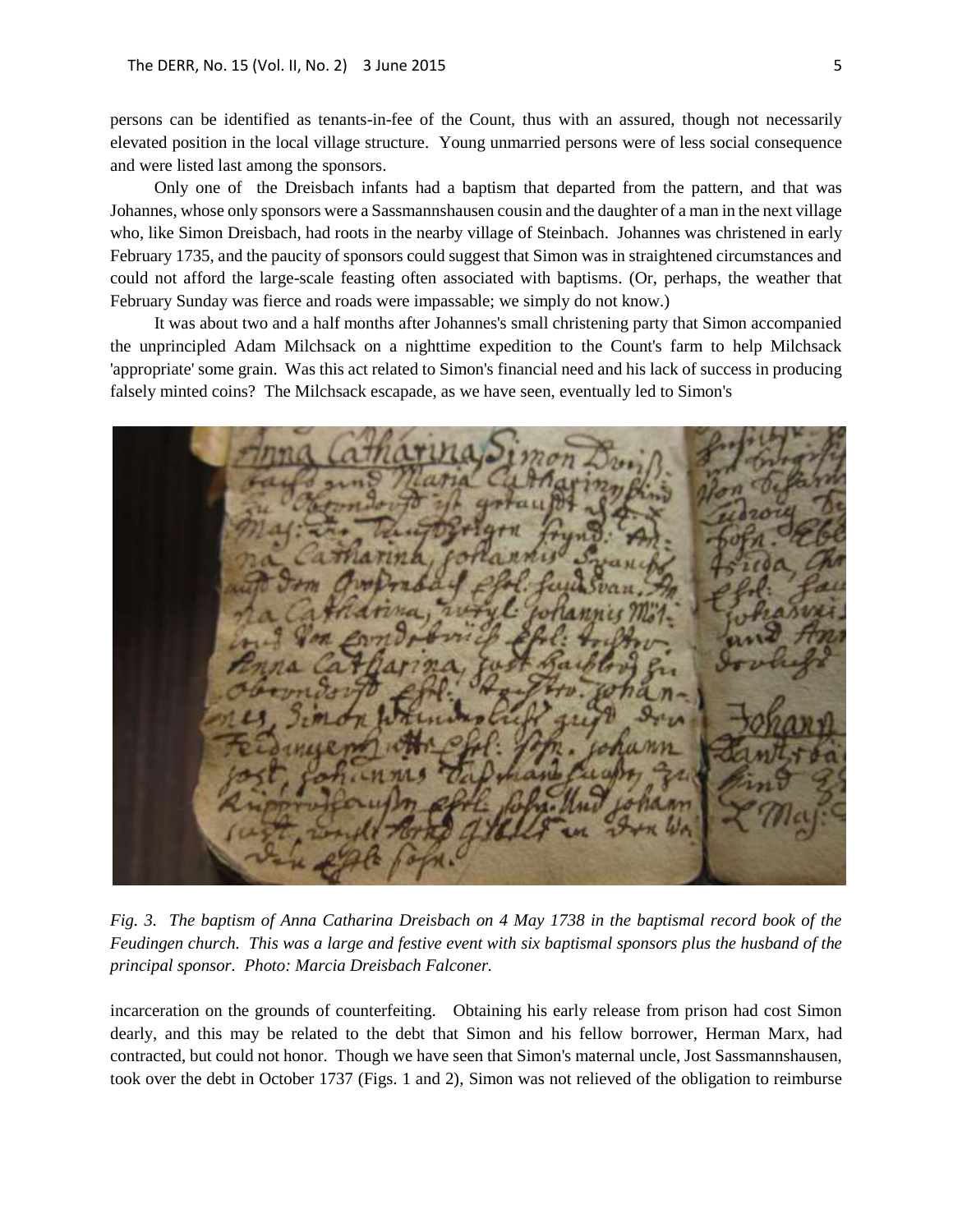persons can be identified as tenants-in-fee of the Count, thus with an assured, though not necessarily elevated position in the local village structure. Young unmarried persons were of less social consequence and were listed last among the sponsors.

Only one of the Dreisbach infants had a baptism that departed from the pattern, and that was Johannes, whose only sponsors were a Sassmannshausen cousin and the daughter of a man in the next village who, like Simon Dreisbach, had roots in the nearby village of Steinbach. Johannes was christened in early February 1735, and the paucity of sponsors could suggest that Simon was in straightened circumstances and could not afford the large-scale feasting often associated with baptisms. (Or, perhaps, the weather that February Sunday was fierce and roads were impassable; we simply do not know.)

It was about two and a half months after Johannes's small christening party that Simon accompanied the unprincipled Adam Milchsack on a nighttime expedition to the Count's farm to help Milchsack 'appropriate' some grain. Was this act related to Simon's financial need and his lack of success in producing falsely minted coins? The Milchsack escapade, as we have seen, eventually led to Simon's incarceration on the grounds of counterfeiting. Obtaining his early release from prison had cost Simon dearly, and this may be related to the debt that Simon and his fellow borrower, Herman Marx, had contracted, but could not honor. Though we have seen that Simon's maternal uncle, Jost Sassmannshausen, took over the debt in October 1737 (Figs. 1 and 2), Simon was not relieved of the obligation to reimburse

*Fig. 3. The baptism of Anna Catharina Dreisbach on 4 May 1738 in the baptismal record book of the Feudingen church. This was a large and festive event with six baptismal sponsors plus the husband of the principal sponsor. Photo: Marcia Dreisbach Falconer.*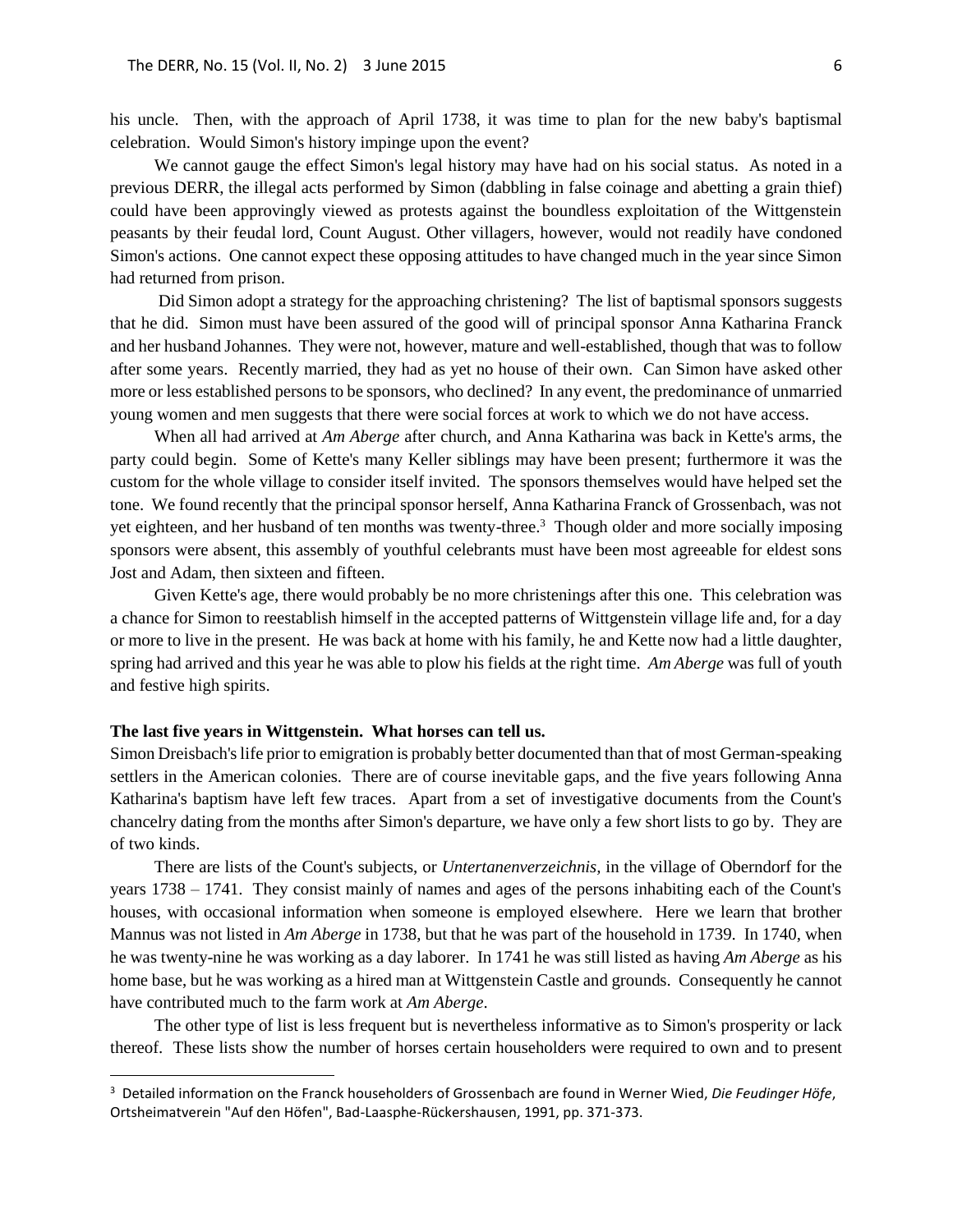his uncle. Then, with the approach of April 1738, it was time to plan for the new baby's baptismal celebration. Would Simon's history impinge upon the event?

We cannot gauge the effect Simon's legal history may have had on his social status. As noted in a previous DERR, the illegal acts performed by Simon (dabbling in false coinage and abetting a grain thief) could have been approvingly viewed as protests against the boundless exploitation of the Wittgenstein peasants by their feudal lord, Count August. Other villagers, however, would not readily have condoned Simon's actions. One cannot expect these opposing attitudes to have changed much in the year since Simon had returned from prison.

Did Simon adopt a strategy for the approaching christening? The list of baptismal sponsors suggests that he did. Simon must have been assured of the good will of principal sponsor Anna Katharina Franck and her husband Johannes. They were not, however, mature and well-established, though that was to follow after some years. Recently married, they had as yet no house of their own. Can Simon have asked other more or less established persons to be sponsors, who declined? In any event, the predominance of unmarried young women and men suggests that there were social forces at work to which we do not have access.

When all had arrived at *Am Aberge* after church, and Anna Katharina was back in Kette's arms, the party could begin. Some of Kette's many Keller siblings may have been present; furthermore it was the custom for the whole village to consider itself invited. The sponsors themselves would have helped set the tone. We found recently that the principal sponsor herself, Anna Katharina Franck of Grossenbach, was not yet eighteen, and her husband of ten months was twenty-three.[3] Though older and more socially imposing sponsors were absent, this assembly of youthful celebrants must have been most agreeable for eldest sons Jost and Adam, then sixteen and fifteen.

Given Kette's age, there would probably be no more christenings after this one. This celebration was a chance for Simon to reestablish himself in the accepted patterns of Wittgenstein village life and, for a day or more to live in the present. He was back at home with his family, he and Kette now had a little daughter, spring had arrived and this year he was able to plow his fields at the right time. *Am Aberge* was full of youth and festive high spirits.

**The last five years in Wittgenstein. What horses can tell us.**

Simon Dreisbach's life prior to emigration is probably better documented than that of most German-speaking settlers in the American colonies. There are of course inevitable gaps, and the five years following Anna Katharina's baptism have left few traces. Apart from a set of investigative documents from the Count's chancelry dating from the months after Simon's departure, we have only a few short lists to go by. They are of two kinds.

There are lists of the Count's subjects, or *Untertanenverzeichnis*, in the village of Oberndorf for the years 1738 – 1741. They consist mainly of names and ages of the persons inhabiting each of the Count's houses, with occasional information when someone is employed elsewhere. Here we learn that brother Mannus was not listed in *Am Aberge* in 1738, but that he was part of the household in 1739. In 1740, when he was twenty-nine he was working as a day laborer. In 1741 he was still listed as having *Am Aberge* as his home base, but he was working as a hired man at Wittgenstein Castle and grounds. Consequently he cannot have contributed much to the farm work at *Am Aberge*.

The other type of list is less frequent but is nevertheless informative as to Simon's prosperity or lack thereof. These lists show the number of horses certain householders were required to own and to present

---

[3] Detailed information on the Franck householders of Grossenbach are found in Werner Wied, *Die Feudinger Höfe*, Ortsheimatverein "Auf den Höfen", Bad-Laasphe-Rückershausen, 1991, pp. 371-373.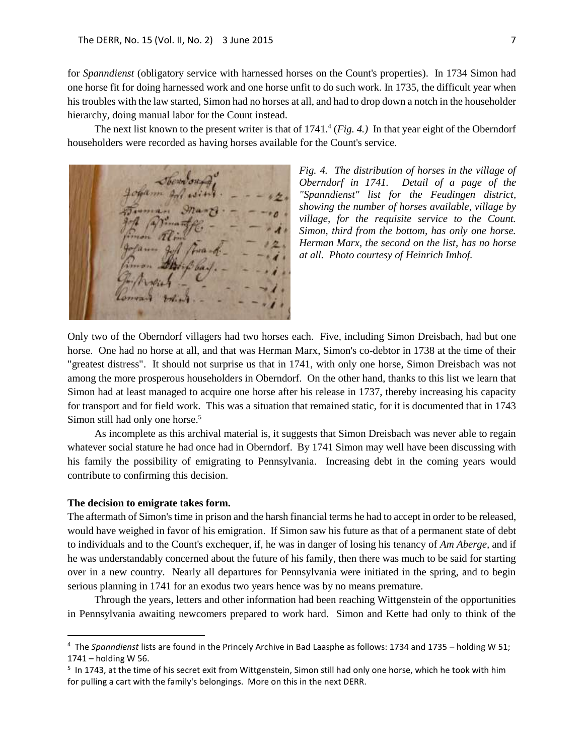for *Spanndienst* (obligatory service with harnessed horses on the Count's properties). In 1734 Simon had one horse fit for doing harnessed work and one horse unfit to do such work. In 1735, the difficult year when his troubles with the law started, Simon had no horses at all, and had to drop down a notch in the householder hierarchy, doing manual labor for the Count instead.

The next list known to the present writer is that of 1741.[4] (*Fig. 4.)* In that year eight of the Oberndorf householders were recorded as having horses available for the Count's service.

*Fig. 4. The distribution of horses in the village of Oberndorf in 1741. Detail of a page of the "Spanndienst" list for the Feudingen district, showing the number of horses available, village by village, for the requisite service to the Count. Simon, third from the bottom, has only one horse. Herman Marx, the second on the list, has no horse at all. Photo courtesy of Heinrich Imhof.*

Only two of the Oberndorf villagers had two horses each. Five, including Simon Dreisbach, had but one horse. One had no horse at all, and that was Herman Marx, Simon's co-debtor in 1738 at the time of their "greatest distress". It should not surprise us that in 1741, with only one horse, Simon Dreisbach was not among the more prosperous householders in Oberndorf. On the other hand, thanks to this list we learn that Simon had at least managed to acquire one horse after his release in 1737, thereby increasing his capacity for transport and for field work. This was a situation that remained static, for it is documented that in 1743 Simon still had only one horse.[5]

As incomplete as this archival material is, it suggests that Simon Dreisbach was never able to regain whatever social stature he had once had in Oberndorf. By 1741 Simon may well have been discussing with his family the possibility of emigrating to Pennsylvania. Increasing debt in the coming years would contribute to confirming this decision.

**The decision to emigrate takes form.**

The aftermath of Simon's time in prison and the harsh financial terms he had to accept in order to be released, would have weighed in favor of his emigration. If Simon saw his future as that of a permanent state of debt to individuals and to the Count's exchequer, if, he was in danger of losing his tenancy of *Am Aberge*, and if he was understandably concerned about the future of his family, then there was much to be said for starting over in a new country. Nearly all departures for Pennsylvania were initiated in the spring, and to begin serious planning in 1741 for an exodus two years hence was by no means premature.

Through the years, letters and other information had been reaching Wittgenstein of the opportunities in Pennsylvania awaiting newcomers prepared to work hard. Simon and Kette had only to think of the

---

[4] The *Spanndienst* lists are found in the Princely Archive in Bad Laasphe as follows: 1734 and 1735 – holding W 51; 1741 – holding W 56.

[5] In 1743, at the time of his secret exit from Wittgenstein, Simon still had only one horse, which he took with him for pulling a cart with the family's belongings. More on this in the next DERR.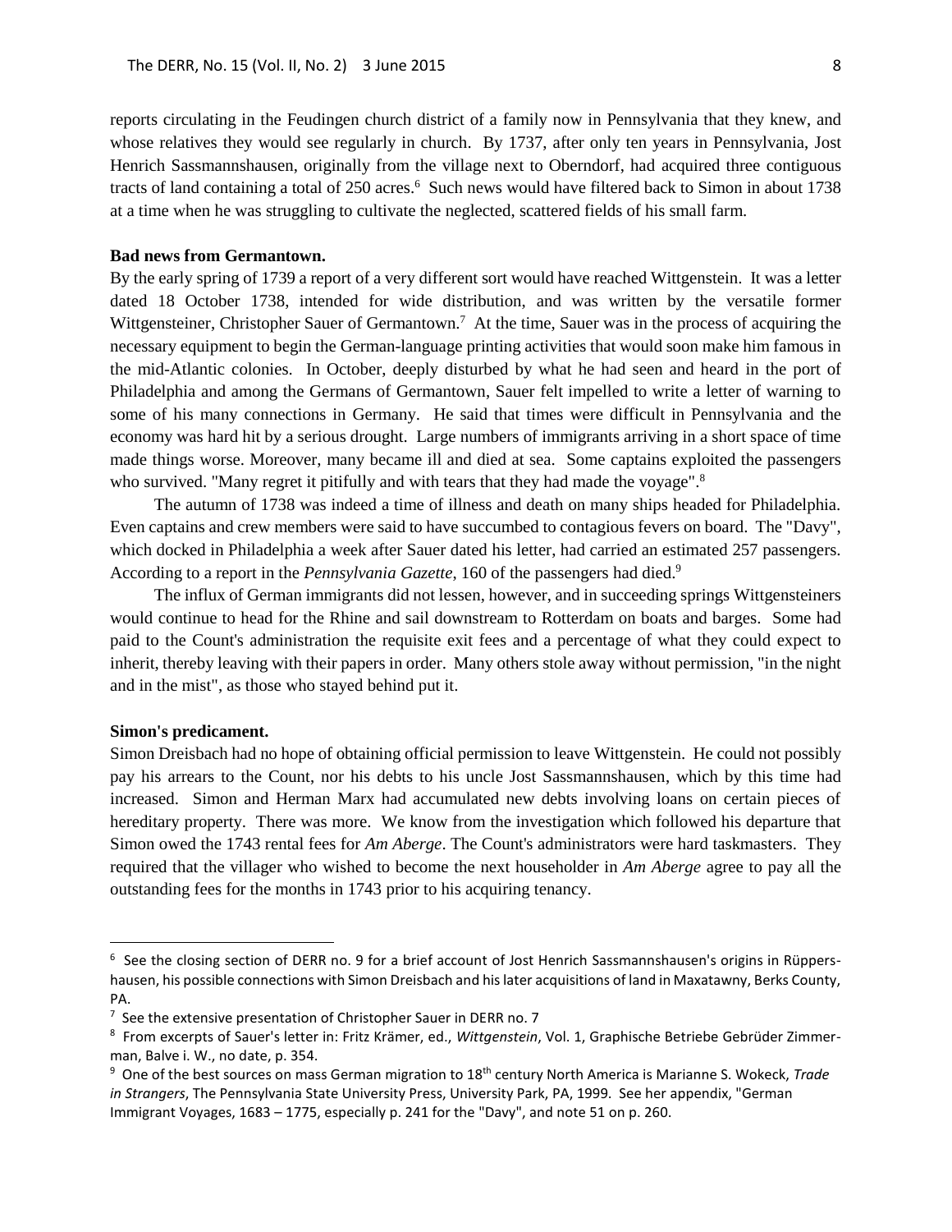reports circulating in the Feudingen church district of a family now in Pennsylvania that they knew, and whose relatives they would see regularly in church. By 1737, after only ten years in Pennsylvania, Jost Henrich Sassmannshausen, originally from the village next to Oberndorf, had acquired three contiguous tracts of land containing a total of 250 acres.[6] Such news would have filtered back to Simon in about 1738 at a time when he was struggling to cultivate the neglected, scattered fields of his small farm.

**Bad news from Germantown.**

By the early spring of 1739 a report of a very different sort would have reached Wittgenstein. It was a letter dated 18 October 1738, intended for wide distribution, and was written by the versatile former Wittgensteiner, Christopher Sauer of Germantown.[7] At the time, Sauer was in the process of acquiring the necessary equipment to begin the German-language printing activities that would soon make him famous in the mid-Atlantic colonies. In October, deeply disturbed by what he had seen and heard in the port of Philadelphia and among the Germans of Germantown, Sauer felt impelled to write a letter of warning to some of his many connections in Germany. He said that times were difficult in Pennsylvania and the economy was hard hit by a serious drought. Large numbers of immigrants arriving in a short space of time made things worse. Moreover, many became ill and died at sea. Some captains exploited the passengers who survived. "Many regret it pitifully and with tears that they had made the voyage".[8]

The autumn of 1738 was indeed a time of illness and death on many ships headed for Philadelphia. Even captains and crew members were said to have succumbed to contagious fevers on board. The "Davy", which docked in Philadelphia a week after Sauer dated his letter, had carried an estimated 257 passengers. According to a report in the *Pennsylvania Gazette*, 160 of the passengers had died.[9]

The influx of German immigrants did not lessen, however, and in succeeding springs Wittgensteiners would continue to head for the Rhine and sail downstream to Rotterdam on boats and barges. Some had paid to the Count's administration the requisite exit fees and a percentage of what they could expect to inherit, thereby leaving with their papers in order. Many others stole away without permission, "in the night and in the mist", as those who stayed behind put it.

**Simon's predicament.**

Simon Dreisbach had no hope of obtaining official permission to leave Wittgenstein. He could not possibly pay his arrears to the Count, nor his debts to his uncle Jost Sassmannshausen, which by this time had increased. Simon and Herman Marx had accumulated new debts involving loans on certain pieces of hereditary property. There was more. We know from the investigation which followed his departure that Simon owed the 1743 rental fees for *Am Aberge*. The Count's administrators were hard taskmasters. They required that the villager who wished to become the next householder in *Am Aberge* agree to pay all the outstanding fees for the months in 1743 prior to his acquiring tenancy.

---

[6] See the closing section of DERR no. 9 for a brief account of Jost Henrich Sassmannshausen's origins in Rüppershausen, his possible connections with Simon Dreisbach and his later acquisitions of land in Maxatawny, Berks County, PA.

[7] See the extensive presentation of Christopher Sauer in DERR no. 7

[8] From excerpts of Sauer's letter in: Fritz Krämer, ed., *Wittgenstein*, Vol. 1, Graphische Betriebe Gebrüder Zimmerman, Balve i. W., no date, p. 354.

[9] One of the best sources on mass German migration to 18th century North America is Marianne S. Wokeck, *Trade in Strangers*, The Pennsylvania State University Press, University Park, PA, 1999. See her appendix, "German Immigrant Voyages, 1683 – 1775, especially p. 241 for the "Davy", and note 51 on p. 260.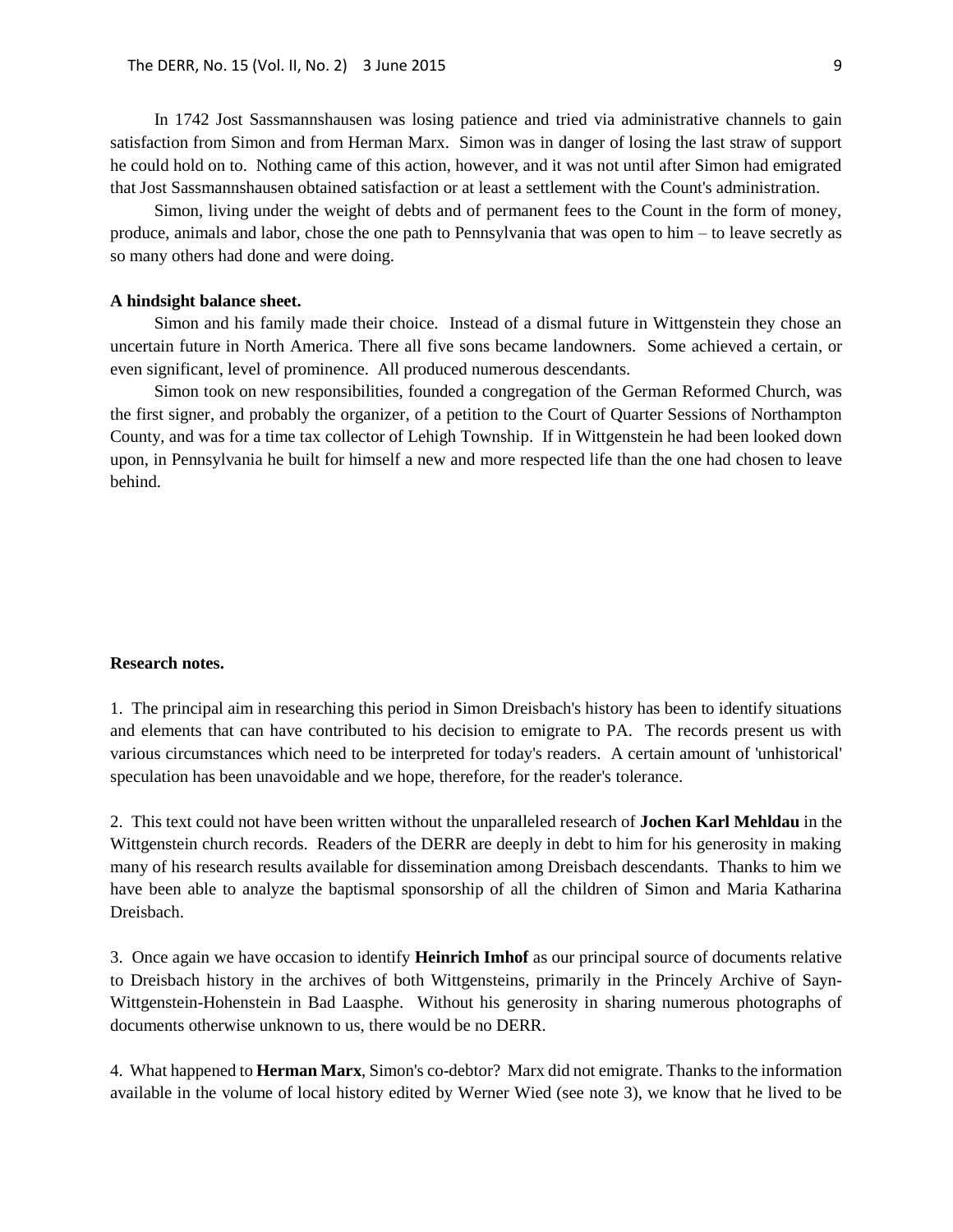In 1742 Jost Sassmannshausen was losing patience and tried via administrative channels to gain satisfaction from Simon and from Herman Marx. Simon was in danger of losing the last straw of support he could hold on to. Nothing came of this action, however, and it was not until after Simon had emigrated that Jost Sassmannshausen obtained satisfaction or at least a settlement with the Count's administration.

Simon, living under the weight of debts and of permanent fees to the Count in the form of money, produce, animals and labor, chose the one path to Pennsylvania that was open to him – to leave secretly as so many others had done and were doing.

**A hindsight balance sheet.**

Simon and his family made their choice. Instead of a dismal future in Wittgenstein they chose an uncertain future in North America. There all five sons became landowners. Some achieved a certain, or even significant, level of prominence. All produced numerous descendants.

Simon took on new responsibilities, founded a congregation of the German Reformed Church, was the first signer, and probably the organizer, of a petition to the Court of Quarter Sessions of Northampton County, and was for a time tax collector of Lehigh Township. If in Wittgenstein he had been looked down upon, in Pennsylvania he built for himself a new and more respected life than the one had chosen to leave behind.

**Research notes.**

1. The principal aim in researching this period in Simon Dreisbach's history has been to identify situations and elements that can have contributed to his decision to emigrate to PA. The records present us with various circumstances which need to be interpreted for today's readers. A certain amount of 'unhistorical' speculation has been unavoidable and we hope, therefore, for the reader's tolerance.

2. This text could not have been written without the unparalleled research of **Jochen Karl Mehldau** in the Wittgenstein church records. Readers of the DERR are deeply in debt to him for his generosity in making many of his research results available for dissemination among Dreisbach descendants. Thanks to him we have been able to analyze the baptismal sponsorship of all the children of Simon and Maria Katharina Dreisbach.

3. Once again we have occasion to identify **Heinrich Imhof** as our principal source of documents relative to Dreisbach history in the archives of both Wittgensteins, primarily in the Princely Archive of Sayn-Wittgenstein-Hohenstein in Bad Laasphe. Without his generosity in sharing numerous photographs of documents otherwise unknown to us, there would be no DERR.

4. What happened to **Herman Marx**, Simon's co-debtor? Marx did not emigrate. Thanks to the information available in the volume of local history edited by Werner Wied (see note 3), we know that he lived to be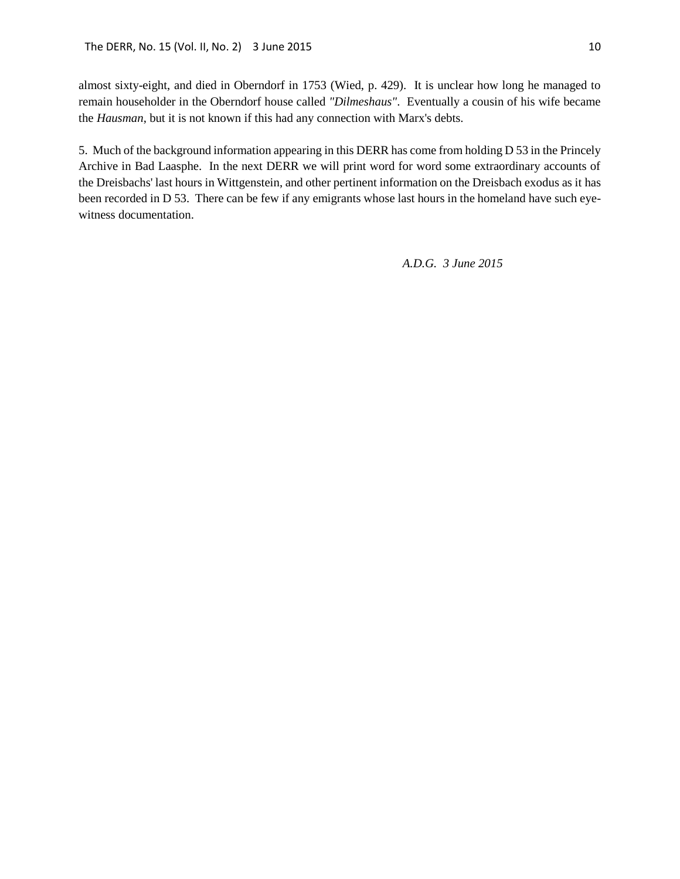almost sixty-eight, and died in Oberndorf in 1753 (Wied, p. 429). It is unclear how long he managed to remain householder in the Oberndorf house called *"Dilmeshaus"*. Eventually a cousin of his wife became the *Hausman*, but it is not known if this had any connection with Marx's debts.

5. Much of the background information appearing in this DERR has come from holding D 53 in the Princely Archive in Bad Laasphe. In the next DERR we will print word for word some extraordinary accounts of the Dreisbachs' last hours in Wittgenstein, and other pertinent information on the Dreisbach exodus as it has been recorded in D 53. There can be few if any emigrants whose last hours in the homeland have such eye-witness documentation.

*A.D.G. 3 June 2015*